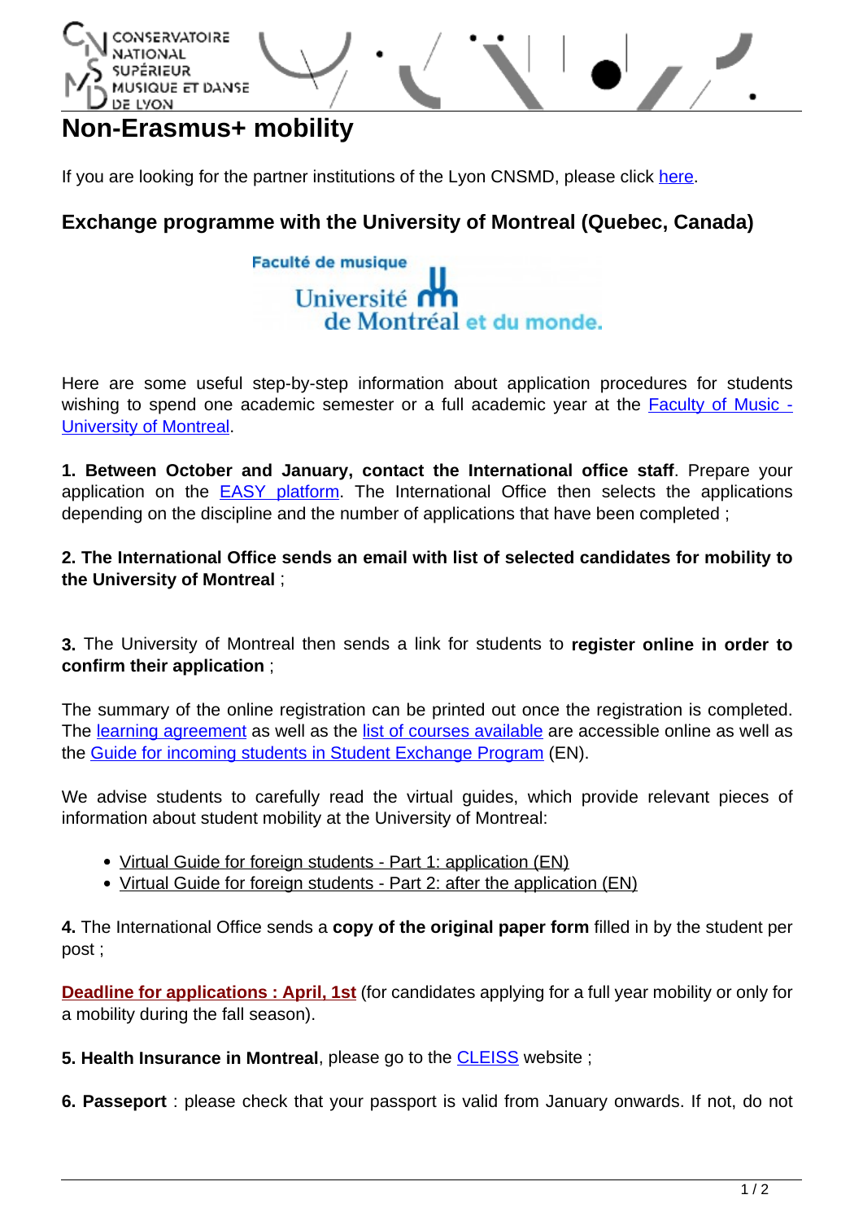# Non-Erasmus+ mobility

If you are looking for the partner institutions of the Lyon CNSMD, please click here.

## Exchange programme with the University of Montreal (Quebec, Canada)

Here are some useful step-by-step information about application procedures for students wishing to spend one academic semester or a full academic year at the Faculty of Music - University of Montreal.

**1. Between October and January, contact the International office staff**. Prepare your application on the EASY platform. The International Office then selects the applications depending on the discipline and the number of applications that have been completed ;

**2. The International Office sends an email with list of selected candidates for mobility to the University of Montreal** ;

**3.** The University of Montreal then sends a link for students to **register online in order to confirm their application** ;

The summary of the online registration can be printed out once the registration is completed. The learning agreement as well as the list of courses available are accessible online as well as the Guide for incoming students in Student Exchange Program (EN).

We advise students to carefully read the virtual guides, which provide relevant pieces of information about student mobility at the University of Montreal:

- Virtual Guide for foreign students - Part 1: application (EN)
- Virtual Guide for foreign students - Part 2: after the application (EN)

**4.** The International Office sends a **copy of the original paper form** filled in by the student per post ;

**Deadline for applications : April, 1st** (for candidates applying for a full year mobility or only for a mobility during the fall season).

**5. Health Insurance in Montreal**, please go to the CLEISS website ;

**6. Passeport** : please check that your passport is valid from January onwards. If not, do not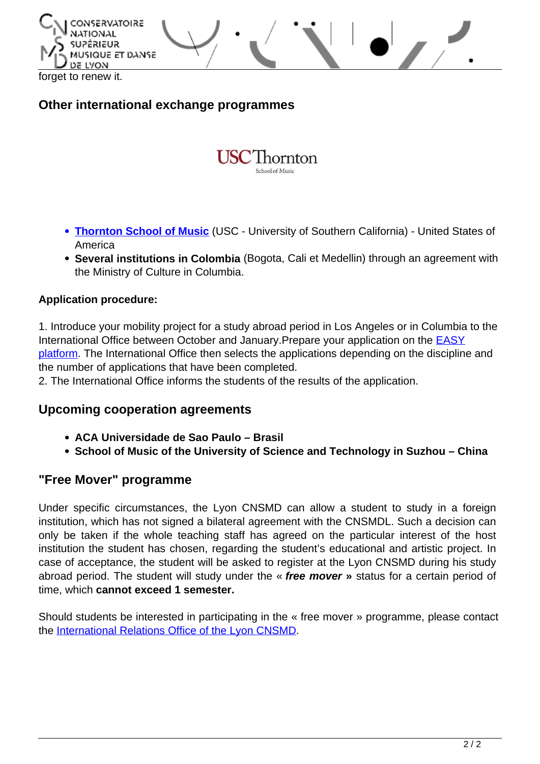forget to renew it.

## Other international exchange programmes

- **Thornton School of Music** (USC - University of Southern California) - United States of America
- **Several institutions in Colombia** (Bogota, Cali et Medellin) through an agreement with the Ministry of Culture in Columbia.

**Application procedure:**

1. Introduce your mobility project for a study abroad period in Los Angeles or in Columbia to the International Office between October and January.Prepare your application on the EASY platform. The International Office then selects the applications depending on the discipline and the number of applications that have been completed.
2. The International Office informs the students of the results of the application.

## Upcoming cooperation agreements

- **ACA Universidade de Sao Paulo – Brasil**
- **School of Music of the University of Science and Technology in Suzhou – China**

## "Free Mover" programme

Under specific circumstances, the Lyon CNSMD can allow a student to study in a foreign institution, which has not signed a bilateral agreement with the CNSMDL. Such a decision can only be taken if the whole teaching staff has agreed on the particular interest of the host institution the student has chosen, regarding the student's educational and artistic project. In case of acceptance, the student will be asked to register at the Lyon CNSMD during his study abroad period. The student will study under the « ***free mover*** **»** status for a certain period of time, which **cannot exceed 1 semester.**

Should students be interested in participating in the « free mover » programme, please contact the International Relations Office of the Lyon CNSMD.